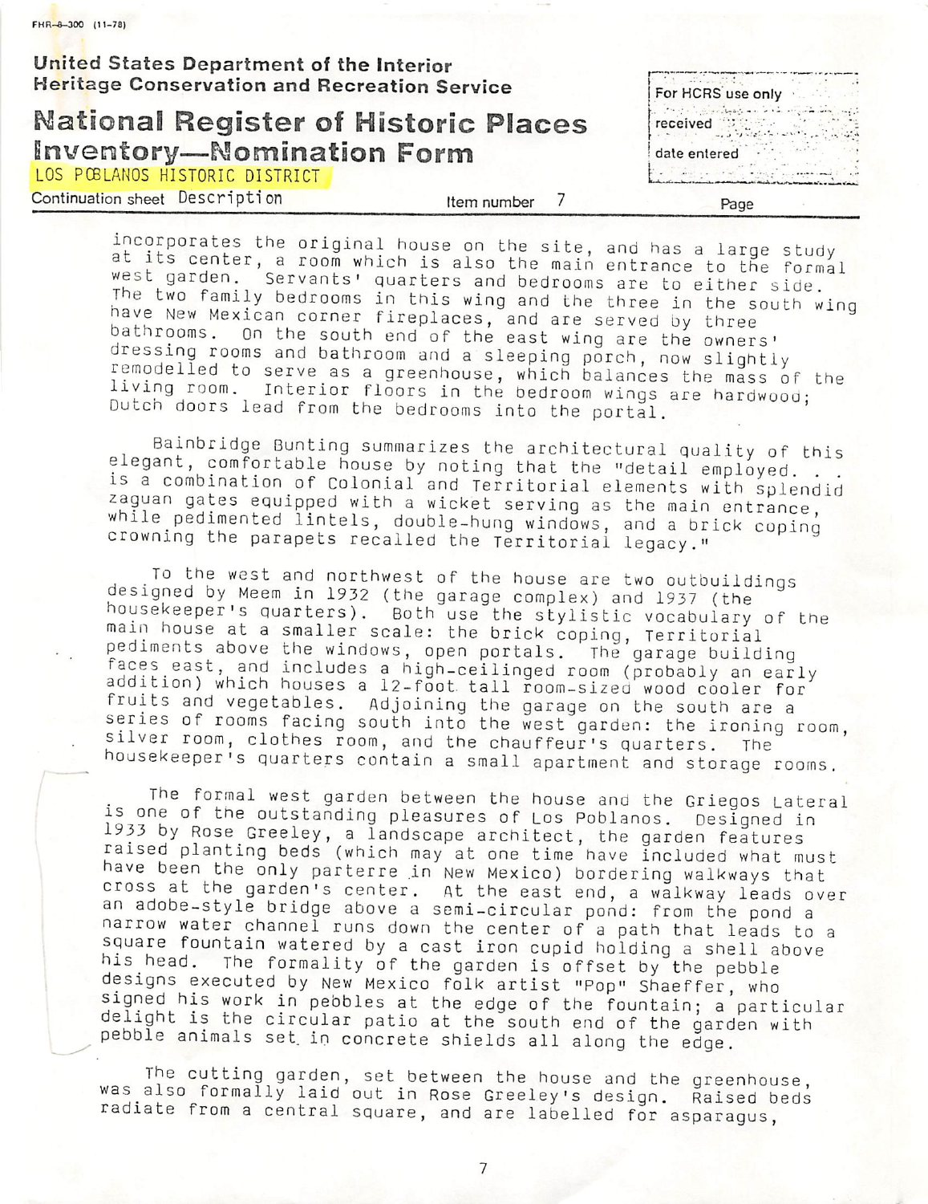incorporates the original house on the site, and has a large study at its center, a room which is also the main entrance to the formal west garden. Servants' quarters and bedrooms are to either side. The two family bedrooms in this wing and the three in the south wing have New Mexican corner fireplaces, and are served by three bathrooms. On the south end of the east wing are the owners' dressing rooms and bathroom and a sleeping porch, now slightly remodelled to serve as a greenhouse, which balances the mass of the living room. Interior floors in the bedroom wings are hardwood; Dutch doors lead from the bedrooms into the portal.

Bainbridge Bunting summarizes the architectural quality of this elegant, comfortable house by noting that the "detail employed. . . is a combination of Colonial and Territorial elements with splendid zaguan gates equipped with a wicket serving as the main entrance, while pedimented lintels, double-hung windows, and a brick coping crowning the parapets recalled the Territorial legacy."

To the west and northwest of the house are two outbuildings designed by Meem in 1932 (the garage complex) and 1937 (the housekeeper's quarters). Both use the stylistic vocabulary of the main house at a smaller scale: the brick coping, Territorial pediments above the windows, open portals. The garage building faces east, and includes a high-ceilinged room (probably an early addition) which houses a 12-foot tall room-sized wood cooler for fruits and vegetables. Adjoining the garage on the south are a series of rooms facing south into the west garden: the ironing room, silver room, clothes room, and the chauffeur's quarters. The housekeeper's quarters contain a small apartment and storage rooms.

The formal west garden between the house and the Griegos Lateral is one of the outstanding pleasures of Los Poblanos. Designed in 1933 by Rose Greeley, a landscape architect, the garden features raised planting beds (which may at one time have included what must have been the only parterre in New Mexico) bordering walkways that cross at the garden's center. At the east end, a walkway leads over an adobe-style bridge above a semi-circular pond: from the pond a narrow water channel runs down the center of a path that leads to a square fountain watered by a cast iron cupid holding a shell above his head. The formality of the garden is offset by the pebble designs executed by New Mexico folk artist "Pop" Shaeffer, who signed his work in pebbles at the edge of the fountain; a particular delight is the circular patio at the south end of the garden with pebble animals set in concrete shields all along the edge.

The cutting garden, set between the house and the greenhouse, was also formally laid out in Rose Greeley's design. Raised beds radiate from a central square, and are labelled for asparagus,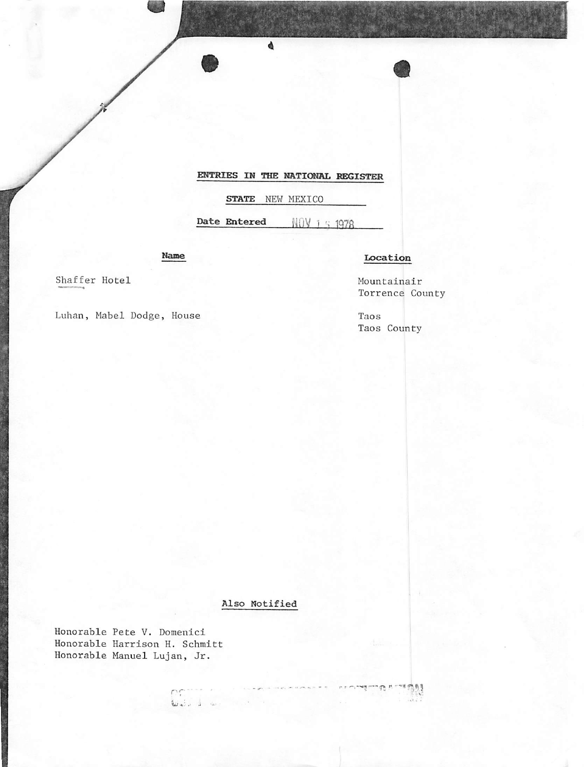**ENTRIES IN THE NATIONAL REGISTER**

**STATE** NEW MEXICO

**Date Entered** NOV 1 5 1978

| Name | Location |
| --- | --- |
| Shaffer Hotel | Mountainair<br>Torrence County |
| Luhan, Mabel Dodge, House | Taos<br>Taos County |

Also Notified

Honorable Pete V. Domenici
Honorable Harrison H. Schmitt
Honorable Manuel Lujan, Jr.